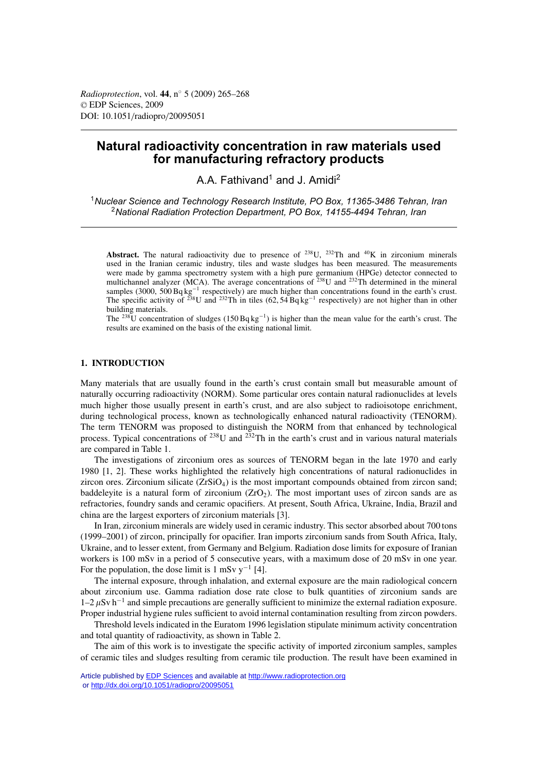# Natural radioactivity concentration in raw materials used for manufacturing refractory products

A.A. Fathivand[1] and J. Amidi[2]

[1] *Nuclear Science and Technology Research Institute, PO Box, 11365-3486 Tehran, Iran*
[2] *National Radiation Protection Department, PO Box, 14155-4494 Tehran, Iran*

**Abstract.** The natural radioactivity due to presence of $^{238}U$, $^{232}Th$ and $^{40}K$ in zirconium minerals used in the Iranian ceramic industry, tiles and waste sludges has been measured. The measurements were made by gamma spectrometry system with a high pure germanium (HPGe) detector connected to multichannel analyzer (MCA). The average concentrations of $^{238}U$ and $^{232}Th$ determined in the mineral samples (3000, 500 Bq kg$^{-1}$ respectively) are much higher than concentrations found in the earth's crust. The specific activity of $^{238}U$ and $^{232}Th$ in tiles (62, 54 Bq kg$^{-1}$ respectively) are not higher than in other building materials.

The $^{238}U$ concentration of sludges (150 Bq kg$^{-1}$) is higher than the mean value for the earth's crust. The results are examined on the basis of the existing national limit.

## 1. INTRODUCTION

Many materials that are usually found in the earth's crust contain small but measurable amount of naturally occurring radioactivity (NORM). Some particular ores contain natural radionuclides at levels much higher those usually present in earth's crust, and are also subject to radioisotope enrichment, during technological process, known as technologically enhanced natural radioactivity (TENORM). The term TENORM was proposed to distinguish the NORM from that enhanced by technological process. Typical concentrations of $^{238}U$ and $^{232}Th$ in the earth's crust and in various natural materials are compared in Table 1.

The investigations of zirconium ores as sources of TENORM began in the late 1970 and early 1980 [1, 2]. These works highlighted the relatively high concentrations of natural radionuclides in zircon ores. Zirconium silicate ($ZrSiO_4$) is the most important compounds obtained from zircon sand; baddeleyite is a natural form of zirconium ($ZrO_2$). The most important uses of zircon sands are as refractories, foundry sands and ceramic opacifiers. At present, South Africa, Ukraine, India, Brazil and china are the largest exporters of zirconium materials [3].

In Iran, zirconium minerals are widely used in ceramic industry. This sector absorbed about 700 tons (1999–2001) of zircon, principally for opacifier. Iran imports zirconium sands from South Africa, Italy, Ukraine, and to lesser extent, from Germany and Belgium. Radiation dose limits for exposure of Iranian workers is 100 mSv in a period of 5 consecutive years, with a maximum dose of 20 mSv in one year. For the population, the dose limit is 1 mSv y$^{-1}$ [4].

The internal exposure, through inhalation, and external exposure are the main radiological concern about zirconium use. Gamma radiation dose rate close to bulk quantities of zirconium sands are 1–2 $\mu$Sv h$^{-1}$ and simple precautions are generally sufficient to minimize the external radiation exposure. Proper industrial hygiene rules sufficient to avoid internal contamination resulting from zircon powders.

Threshold levels indicated in the Euratom 1996 legislation stipulate minimum activity concentration and total quantity of radioactivity, as shown in Table 2.

The aim of this work is to investigate the specific activity of imported zirconium samples, samples of ceramic tiles and sludges resulting from ceramic tile production. The result have been examined in

Article published by EDP Sciences and available at http://www.radioprotection.org or http://dx.doi.org/10.1051/radiopro/20095051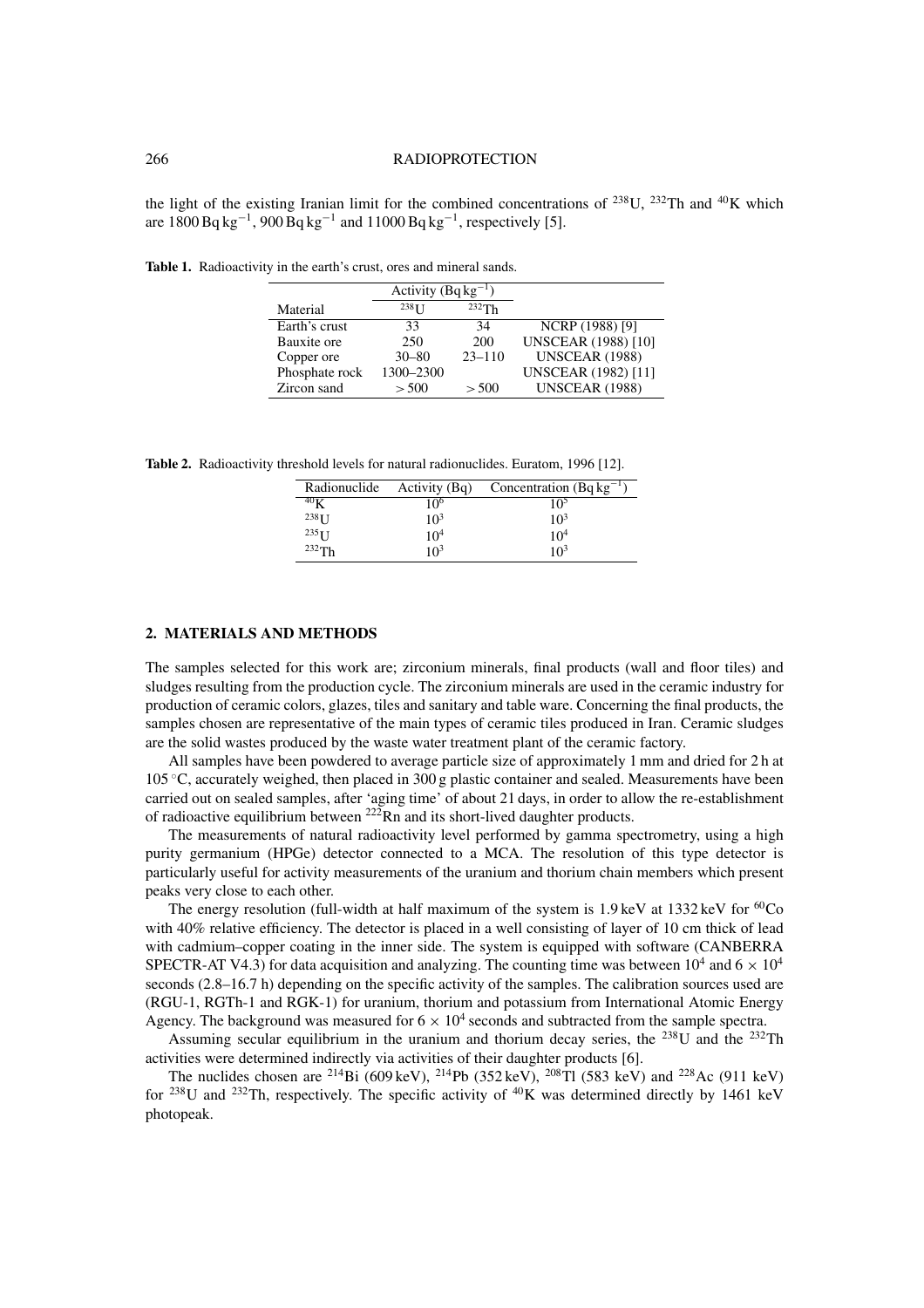the light of the existing Iranian limit for the combined concentrations of $^{238}$U, $^{232}$Th and $^{40}$K which are 1800 Bq kg$^{-1}$, 900 Bq kg$^{-1}$ and 11000 Bq kg$^{-1}$, respectively [5].

**Table 1.** Radioactivity in the earth's crust, ores and mineral sands.

| | Activity (Bq kg$^{-1}$) | | |
|---|---|---|---|
| Material | $^{238}$U | $^{232}$Th | |
| Earth's crust | 33 | 34 | NCRP (1988) [9] |
| Bauxite ore | 250 | 200 | UNSCEAR (1988) [10] |
| Copper ore | 30–80 | 23–110 | UNSCEAR (1988) |
| Phosphate rock | 1300–2300 | | UNSCEAR (1982) [11] |
| Zircon sand | > 500 | > 500 | UNSCEAR (1988) |

**Table 2.** Radioactivity threshold levels for natural radionuclides. Euratom, 1996 [12].

| Radionuclide | Activity (Bq) | Concentration (Bq kg$^{-1}$) |
|---|---|---|
| $^{40}$K | $10^6$ | $10^5$ |
| $^{238}$U | $10^3$ | $10^3$ |
| $^{235}$U | $10^4$ | $10^4$ |
| $^{232}$Th | $10^3$ | $10^3$ |

## 2. MATERIALS AND METHODS

The samples selected for this work are; zirconium minerals, final products (wall and floor tiles) and sludges resulting from the production cycle. The zirconium minerals are used in the ceramic industry for production of ceramic colors, glazes, tiles and sanitary and table ware. Concerning the final products, the samples chosen are representative of the main types of ceramic tiles produced in Iran. Ceramic sludges are the solid wastes produced by the waste water treatment plant of the ceramic factory.

All samples have been powdered to average particle size of approximately 1 mm and dried for 2 h at 105 °C, accurately weighed, then placed in 300 g plastic container and sealed. Measurements have been carried out on sealed samples, after 'aging time' of about 21 days, in order to allow the re-establishment of radioactive equilibrium between $^{222}$Rn and its short-lived daughter products.

The measurements of natural radioactivity level performed by gamma spectrometry, using a high purity germanium (HPGe) detector connected to a MCA. The resolution of this type detector is particularly useful for activity measurements of the uranium and thorium chain members which present peaks very close to each other.

The energy resolution (full-width at half maximum of the system is 1.9 keV at 1332 keV for $^{60}$Co with 40% relative efficiency. The detector is placed in a well consisting of layer of 10 cm thick of lead with cadmium–copper coating in the inner side. The system is equipped with software (CANBERRA SPECTR-AT V4.3) for data acquisition and analyzing. The counting time was between $10^4$ and $6 \times 10^4$ seconds (2.8–16.7 h) depending on the specific activity of the samples. The calibration sources used are (RGU-1, RGTh-1 and RGK-1) for uranium, thorium and potassium from International Atomic Energy Agency. The background was measured for $6 \times 10^4$ seconds and subtracted from the sample spectra.

Assuming secular equilibrium in the uranium and thorium decay series, the $^{238}$U and the $^{232}$Th activities were determined indirectly via activities of their daughter products [6].

The nuclides chosen are $^{214}$Bi (609 keV), $^{214}$Pb (352 keV), $^{208}$Tl (583 keV) and $^{228}$Ac (911 keV) for $^{238}$U and $^{232}$Th, respectively. The specific activity of $^{40}$K was determined directly by 1461 keV photopeak.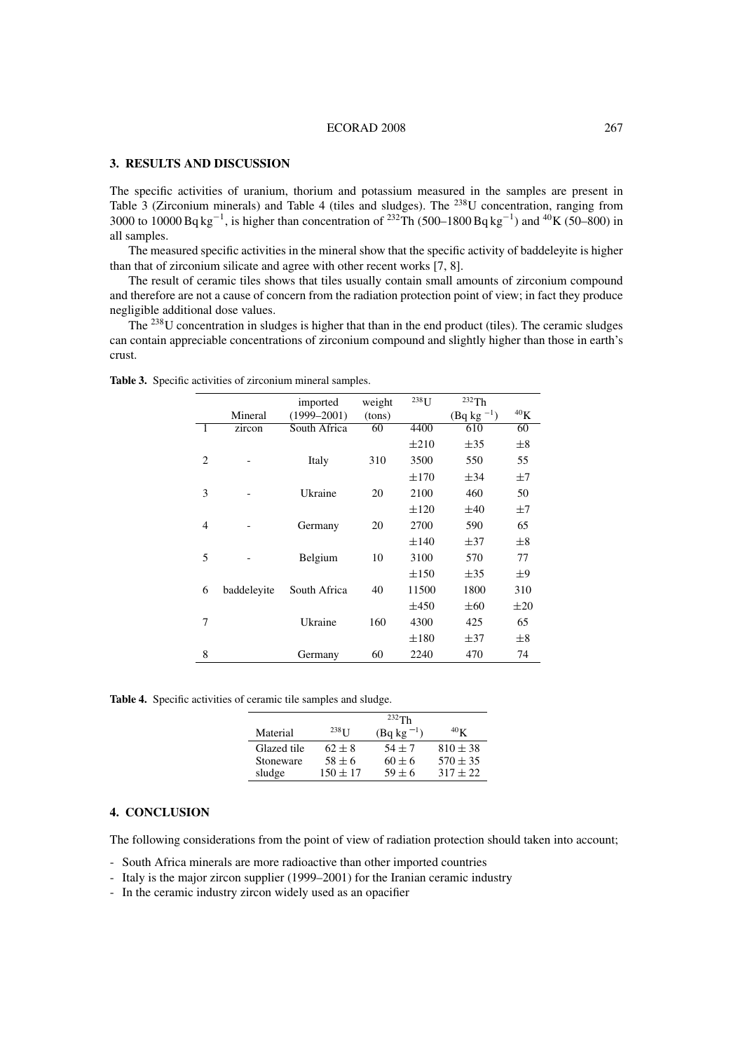## 3. RESULTS AND DISCUSSION

The specific activities of uranium, thorium and potassium measured in the samples are present in Table 3 (Zirconium minerals) and Table 4 (tiles and sludges). The $^{238}$U concentration, ranging from 3000 to 10000 Bq kg$^{-1}$, is higher than concentration of $^{232}$Th (500–1800 Bq kg$^{-1}$) and $^{40}$K (50–800) in all samples.

The measured specific activities in the mineral show that the specific activity of baddeleyite is higher than that of zirconium silicate and agree with other recent works [7, 8].

The result of ceramic tiles shows that tiles usually contain small amounts of zirconium compound and therefore are not a cause of concern from the radiation protection point of view; in fact they produce negligible additional dose values.

The $^{238}$U concentration in sludges is higher that than in the end product (tiles). The ceramic sludges can contain appreciable concentrations of zirconium compound and slightly higher than those in earth's crust.

**Table 3.** Specific activities of zirconium mineral samples.

| | Mineral | imported (1999–2001) | weight (tons) | $^{238}$U | $^{232}$Th (Bq kg$^{-1}$) | $^{40}$K |
|---|---|---|---|---|---|---|
| 1 | zircon | South Africa | 60 | 4400 | 610 | 60 |
| | | | | ±210 | ±35 | ±8 |
| 2 | - | Italy | 310 | 3500 | 550 | 55 |
| | | | | ±170 | ±34 | ±7 |
| 3 | - | Ukraine | 20 | 2100 | 460 | 50 |
| | | | | ±120 | ±40 | ±7 |
| 4 | - | Germany | 20 | 2700 | 590 | 65 |
| | | | | ±140 | ±37 | ±8 |
| 5 | - | Belgium | 10 | 3100 | 570 | 77 |
| | | | | ±150 | ±35 | ±9 |
| 6 | baddeleyite | South Africa | 40 | 11500 | 1800 | 310 |
| | | | | ±450 | ±60 | ±20 |
| 7 | | Ukraine | 160 | 4300 | 425 | 65 |
| | | | | ±180 | ±37 | ±8 |
| 8 | | Germany | 60 | 2240 | 470 | 74 |

**Table 4.** Specific activities of ceramic tile samples and sludge.

| Material | $^{238}$U | $^{232}$Th (Bq kg$^{-1}$) | $^{40}$K |
|---|---|---|---|
| Glazed tile | 62 ± 8 | 54 ± 7 | 810 ± 38 |
| Stoneware | 58 ± 6 | 60 ± 6 | 570 ± 35 |
| sludge | 150 ± 17 | 59 ± 6 | 317 ± 22 |

## 4. CONCLUSION

The following considerations from the point of view of radiation protection should taken into account;

- South Africa minerals are more radioactive than other imported countries
- Italy is the major zircon supplier (1999–2001) for the Iranian ceramic industry
- In the ceramic industry zircon widely used as an opacifier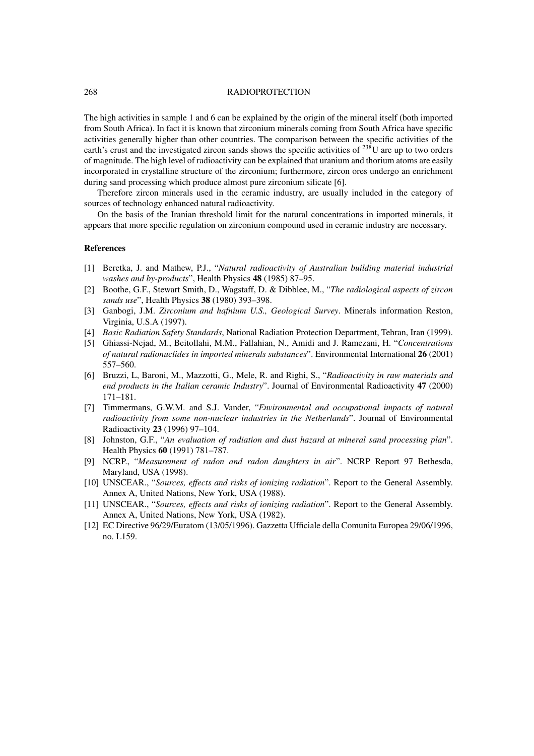The high activities in sample 1 and 6 can be explained by the origin of the mineral itself (both imported from South Africa). In fact it is known that zirconium minerals coming from South Africa have specific activities generally higher than other countries. The comparison between the specific activities of the earth's crust and the investigated zircon sands shows the specific activities of $^{238}$U are up to two orders of magnitude. The high level of radioactivity can be explained that uranium and thorium atoms are easily incorporated in crystalline structure of the zirconium; furthermore, zircon ores undergo an enrichment during sand processing which produce almost pure zirconium silicate [6].

Therefore zircon minerals used in the ceramic industry, are usually included in the category of sources of technology enhanced natural radioactivity.

On the basis of the Iranian threshold limit for the natural concentrations in imported minerals, it appears that more specific regulation on zirconium compound used in ceramic industry are necessary.

## References

[1] Beretka, J. and Mathew, P.J., "*Natural radioactivity of Australian building material industrial washes and by-products*", Health Physics **48** (1985) 87–95.

[2] Boothe, G.F., Stewart Smith, D., Wagstaff, D. & Dibblee, M., "*The radiological aspects of zircon sands use*", Health Physics **38** (1980) 393–398.

[3] Ganbogi, J.M. *Zirconium and hafnium U.S., Geological Survey*. Minerals information Reston, Virginia, U.S.A (1997).

[4] *Basic Radiation Safety Standards*, National Radiation Protection Department, Tehran, Iran (1999).

[5] Ghiassi-Nejad, M., Beitollahi, M.M., Fallahian, N., Amidi and J. Ramezani, H. "*Concentrations of natural radionuclides in imported minerals substances*". Environmental International **26** (2001) 557–560.

[6] Bruzzi, L, Baroni, M., Mazzotti, G., Mele, R. and Righi, S., "*Radioactivity in raw materials and end products in the Italian ceramic Industry*". Journal of Environmental Radioactivity **47** (2000) 171–181.

[7] Timmermans, G.W.M. and S.J. Vander, "*Environmental and occupational impacts of natural radioactivity from some non-nuclear industries in the Netherlands*". Journal of Environmental Radioactivity **23** (1996) 97–104.

[8] Johnston, G.F., "*An evaluation of radiation and dust hazard at mineral sand processing plan*". Health Physics **60** (1991) 781–787.

[9] NCRP., "*Measurement of radon and radon daughters in air*". NCRP Report 97 Bethesda, Maryland, USA (1998).

[10] UNSCEAR., "*Sources, effects and risks of ionizing radiation*". Report to the General Assembly. Annex A, United Nations, New York, USA (1988).

[11] UNSCEAR., "*Sources, effects and risks of ionizing radiation*". Report to the General Assembly. Annex A, United Nations, New York, USA (1982).

[12] EC Directive 96/29/Euratom (13/05/1996). Gazzetta Ufficiale della Comunita Europea 29/06/1996, no. L159.